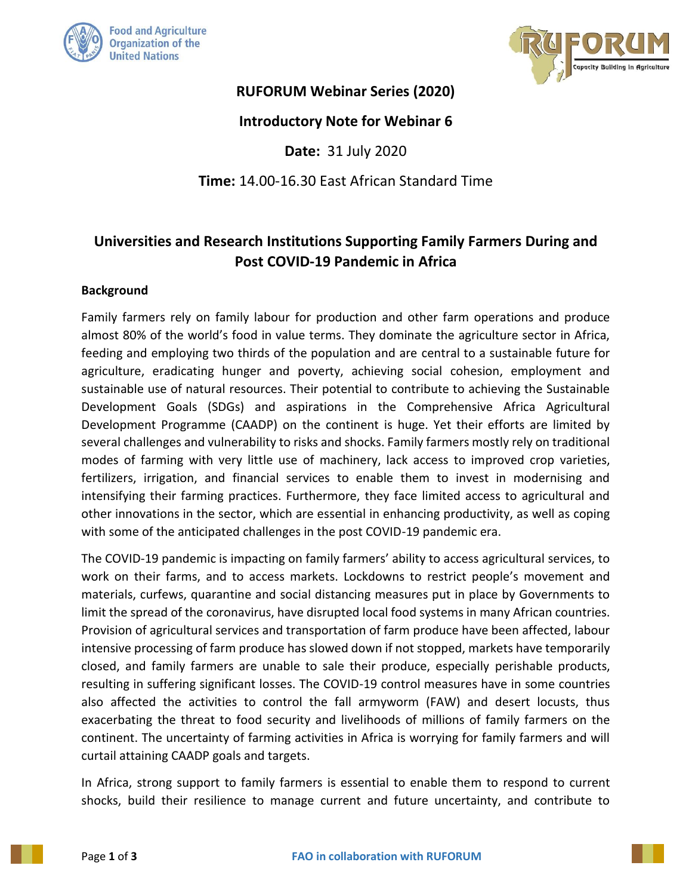**RUFORUM Webinar Series (2020)**

**Introductory Note for Webinar 6**

**Date:** 31 July 2020

**Time:** 14.00-16.30 East African Standard Time

# Universities and Research Institutions Supporting Family Farmers During and Post COVID-19 Pandemic in Africa

## Background

Family farmers rely on family labour for production and other farm operations and produce almost 80% of the world's food in value terms. They dominate the agriculture sector in Africa, feeding and employing two thirds of the population and are central to a sustainable future for agriculture, eradicating hunger and poverty, achieving social cohesion, employment and sustainable use of natural resources. Their potential to contribute to achieving the Sustainable Development Goals (SDGs) and aspirations in the Comprehensive Africa Agricultural Development Programme (CAADP) on the continent is huge. Yet their efforts are limited by several challenges and vulnerability to risks and shocks. Family farmers mostly rely on traditional modes of farming with very little use of machinery, lack access to improved crop varieties, fertilizers, irrigation, and financial services to enable them to invest in modernising and intensifying their farming practices. Furthermore, they face limited access to agricultural and other innovations in the sector, which are essential in enhancing productivity, as well as coping with some of the anticipated challenges in the post COVID-19 pandemic era.

The COVID-19 pandemic is impacting on family farmers' ability to access agricultural services, to work on their farms, and to access markets. Lockdowns to restrict people's movement and materials, curfews, quarantine and social distancing measures put in place by Governments to limit the spread of the coronavirus, have disrupted local food systems in many African countries. Provision of agricultural services and transportation of farm produce have been affected, labour intensive processing of farm produce has slowed down if not stopped, markets have temporarily closed, and family farmers are unable to sale their produce, especially perishable products, resulting in suffering significant losses. The COVID-19 control measures have in some countries also affected the activities to control the fall armyworm (FAW) and desert locusts, thus exacerbating the threat to food security and livelihoods of millions of family farmers on the continent. The uncertainty of farming activities in Africa is worrying for family farmers and will curtail attaining CAADP goals and targets.

In Africa, strong support to family farmers is essential to enable them to respond to current shocks, build their resilience to manage current and future uncertainty, and contribute to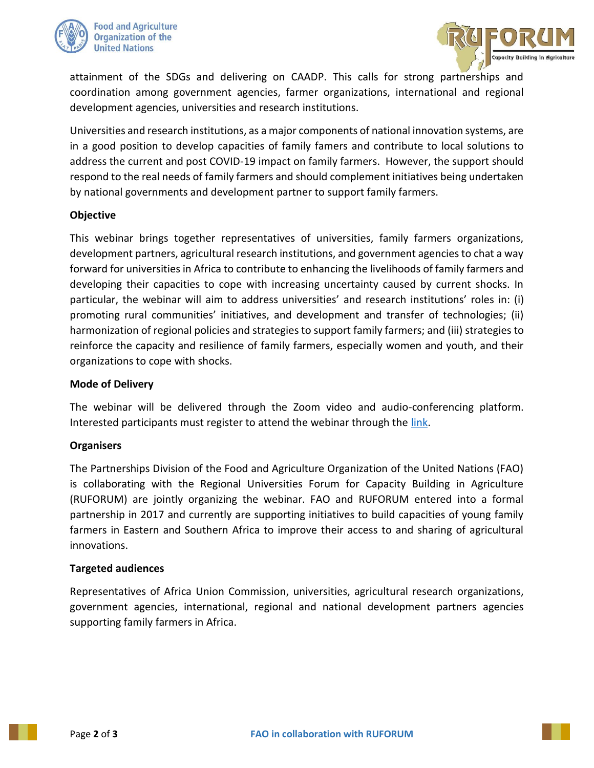attainment of the SDGs and delivering on CAADP. This calls for strong partnerships and coordination among government agencies, farmer organizations, international and regional development agencies, universities and research institutions.

Universities and research institutions, as a major components of national innovation systems, are in a good position to develop capacities of family famers and contribute to local solutions to address the current and post COVID-19 impact on family farmers. However, the support should respond to the real needs of family farmers and should complement initiatives being undertaken by national governments and development partner to support family farmers.

**Objective**

This webinar brings together representatives of universities, family farmers organizations, development partners, agricultural research institutions, and government agencies to chat a way forward for universities in Africa to contribute to enhancing the livelihoods of family farmers and developing their capacities to cope with increasing uncertainty caused by current shocks. In particular, the webinar will aim to address universities' and research institutions' roles in: (i) promoting rural communities' initiatives, and development and transfer of technologies; (ii) harmonization of regional policies and strategies to support family farmers; and (iii) strategies to reinforce the capacity and resilience of family farmers, especially women and youth, and their organizations to cope with shocks.

**Mode of Delivery**

The webinar will be delivered through the Zoom video and audio-conferencing platform. Interested participants must register to attend the webinar through the link.

**Organisers**

The Partnerships Division of the Food and Agriculture Organization of the United Nations (FAO) is collaborating with the Regional Universities Forum for Capacity Building in Agriculture (RUFORUM) are jointly organizing the webinar. FAO and RUFORUM entered into a formal partnership in 2017 and currently are supporting initiatives to build capacities of young family farmers in Eastern and Southern Africa to improve their access to and sharing of agricultural innovations.

**Targeted audiences**

Representatives of Africa Union Commission, universities, agricultural research organizations, government agencies, international, regional and national development partners agencies supporting family farmers in Africa.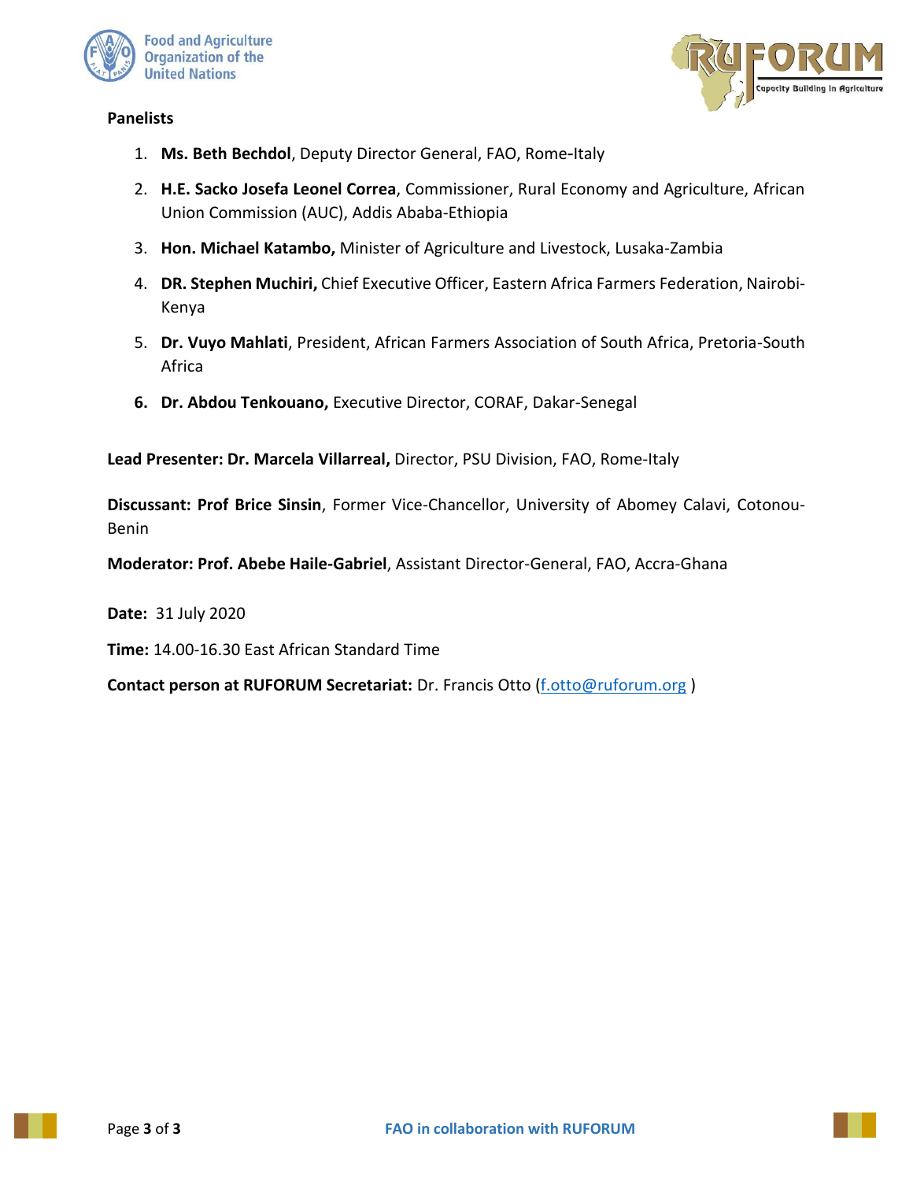**Panelists**

1. **Ms. Beth Bechdol**, Deputy Director General, FAO, Rome-Italy
2. **H.E. Sacko Josefa Leonel Correa**, Commissioner, Rural Economy and Agriculture, African Union Commission (AUC), Addis Ababa-Ethiopia
3. **Hon. Michael Katambo,** Minister of Agriculture and Livestock, Lusaka-Zambia
4. **DR. Stephen Muchiri,** Chief Executive Officer, Eastern Africa Farmers Federation, Nairobi-Kenya
5. **Dr. Vuyo Mahlati**, President, African Farmers Association of South Africa, Pretoria-South Africa
6. **Dr. Abdou Tenkouano,** Executive Director, CORAF, Dakar-Senegal

**Lead Presenter: Dr. Marcela Villarreal,** Director, PSU Division, FAO, Rome-Italy

**Discussant: Prof Brice Sinsin**, Former Vice-Chancellor, University of Abomey Calavi, Cotonou-Benin

**Moderator: Prof. Abebe Haile-Gabriel**, Assistant Director-General, FAO, Accra-Ghana

**Date:** 31 July 2020

**Time:** 14.00-16.30 East African Standard Time

**Contact person at RUFORUM Secretariat:** Dr. Francis Otto (f.otto@ruforum.org )